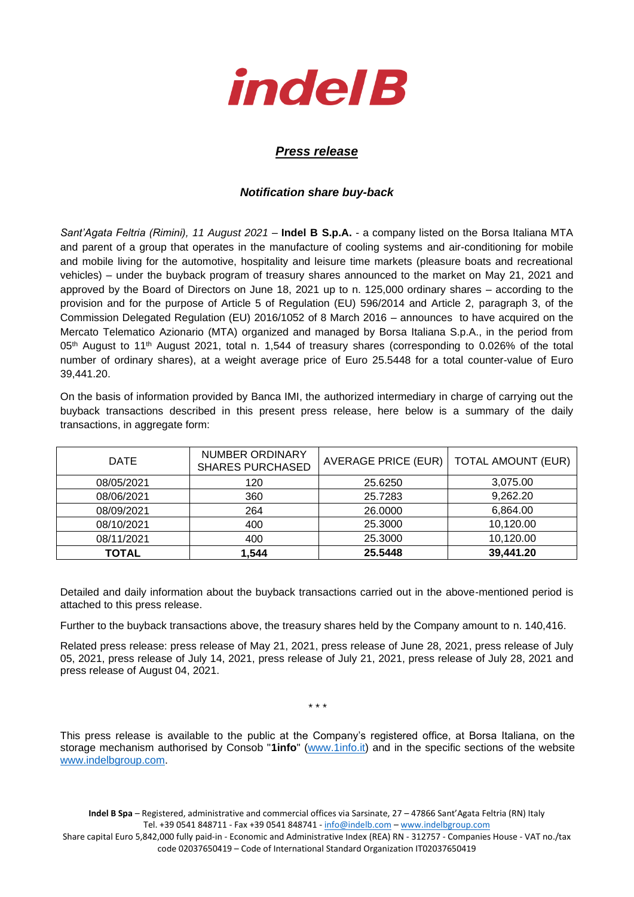# indelB

## *Press release*

### *Notification share buy-back*

*Sant'Agata Feltria (Rimini), 11 August 2021* – **Indel B S.p.A.** - a company listed on the Borsa Italiana MTA and parent of a group that operates in the manufacture of cooling systems and air-conditioning for mobile and mobile living for the automotive, hospitality and leisure time markets (pleasure boats and recreational vehicles) – under the buyback program of treasury shares announced to the market on May 21, 2021 and approved by the Board of Directors on June 18, 2021 up to n. 125,000 ordinary shares – according to the provision and for the purpose of Article 5 of Regulation (EU) 596/2014 and Article 2, paragraph 3, of the Commission Delegated Regulation (EU) 2016/1052 of 8 March 2016 – announces to have acquired on the Mercato Telematico Azionario (MTA) organized and managed by Borsa Italiana S.p.A., in the period from 05th August to 11th August 2021, total n. 1,544 of treasury shares (corresponding to 0.026% of the total number of ordinary shares), at a weight average price of Euro 25.5448 for a total counter-value of Euro 39,441.20.

On the basis of information provided by Banca IMI, the authorized intermediary in charge of carrying out the buyback transactions described in this present press release, here below is a summary of the daily transactions, in aggregate form:

| DATE | NUMBER ORDINARY SHARES PURCHASED | AVERAGE PRICE (EUR) | TOTAL AMOUNT (EUR) |
|---|---|---|---|
| 08/05/2021 | 120 | 25.6250 | 3,075.00 |
| 08/06/2021 | 360 | 25.7283 | 9,262.20 |
| 08/09/2021 | 264 | 26.0000 | 6,864.00 |
| 08/10/2021 | 400 | 25.3000 | 10,120.00 |
| 08/11/2021 | 400 | 25.3000 | 10,120.00 |
| **TOTAL** | **1,544** | **25.5448** | **39,441.20** |

Detailed and daily information about the buyback transactions carried out in the above-mentioned period is attached to this press release.

Further to the buyback transactions above, the treasury shares held by the Company amount to n. 140,416.

Related press release: press release of May 21, 2021, press release of June 28, 2021, press release of July 05, 2021, press release of July 14, 2021, press release of July 21, 2021, press release of July 28, 2021 and press release of August 04, 2021.

\* \* \*

This press release is available to the public at the Company's registered office, at Borsa Italiana, on the storage mechanism authorised by Consob "**1info**" (www.1info.it) and in the specific sections of the website www.indelbgroup.com.

**Indel B Spa** – Registered, administrative and commercial offices via Sarsinate, 27 – 47866 Sant'Agata Feltria (RN) Italy
Tel. +39 0541 848711 - Fax +39 0541 848741 - info@indelb.com – www.indelbgroup.com
Share capital Euro 5,842,000 fully paid-in - Economic and Administrative Index (REA) RN - 312757 - Companies House - VAT no./tax code 02037650419 – Code of International Standard Organization IT02037650419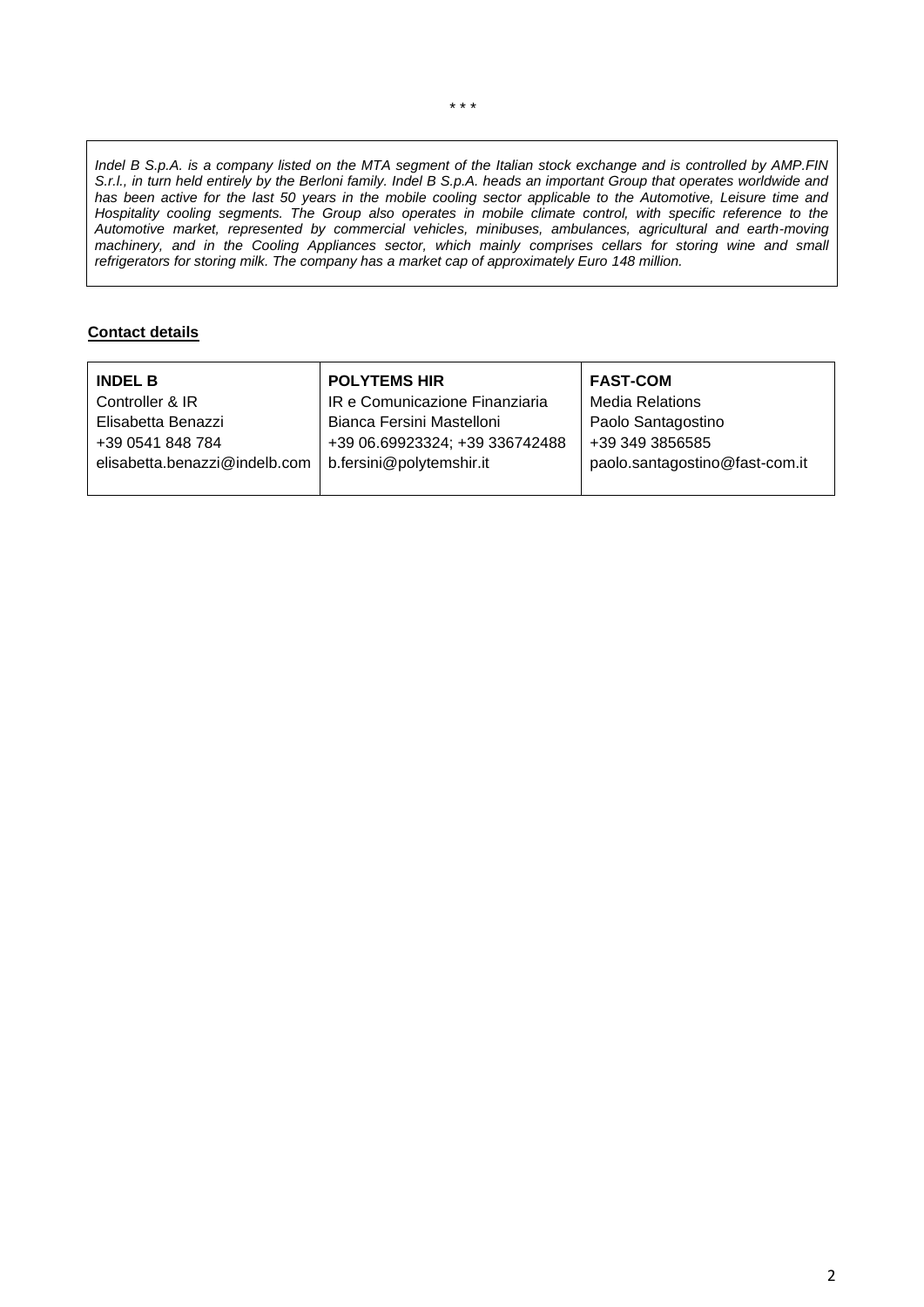\* \* \*

*Indel B S.p.A. is a company listed on the MTA segment of the Italian stock exchange and is controlled by AMP.FIN S.r.l., in turn held entirely by the Berloni family. Indel B S.p.A. heads an important Group that operates worldwide and has been active for the last 50 years in the mobile cooling sector applicable to the Automotive, Leisure time and Hospitality cooling segments. The Group also operates in mobile climate control, with specific reference to the Automotive market, represented by commercial vehicles, minibuses, ambulances, agricultural and earth-moving machinery, and in the Cooling Appliances sector, which mainly comprises cellars for storing wine and small refrigerators for storing milk. The company has a market cap of approximately Euro 148 million.*

**Contact details**

| **INDEL B** | **POLYTEMS HIR** | **FAST-COM** |
|---|---|---|
| Controller & IR | IR e Comunicazione Finanziaria | Media Relations |
| Elisabetta Benazzi | Bianca Fersini Mastelloni | Paolo Santagostino |
| +39 0541 848 784 | +39 06.69923324; +39 336742488 | +39 349 3856585 |
| elisabetta.benazzi@indelb.com | b.fersini@polytemshir.it | paolo.santagostino@fast-com.it |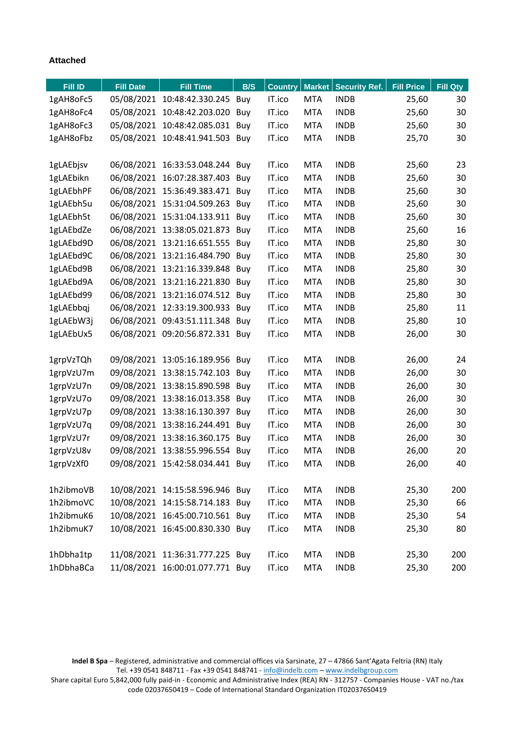**Attached**

| Fill ID | Fill Date | Fill Time | B/S | Country | Market | Security Ref. | Fill Price | Fill Qty |
|---|---|---|---|---|---|---|---|---|
| 1gAH8oFc5 | 05/08/2021 | 10:48:42.330.245 | Buy | IT.ico | MTA | INDB | 25,60 | 30 |
| 1gAH8oFc4 | 05/08/2021 | 10:48:42.203.020 | Buy | IT.ico | MTA | INDB | 25,60 | 30 |
| 1gAH8oFc3 | 05/08/2021 | 10:48:42.085.031 | Buy | IT.ico | MTA | INDB | 25,60 | 30 |
| 1gAH8oFbz | 05/08/2021 | 10:48:41.941.503 | Buy | IT.ico | MTA | INDB | 25,70 | 30 |
| | | | | | | | | |
| 1gLAEbjsv | 06/08/2021 | 16:33:53.048.244 | Buy | IT.ico | MTA | INDB | 25,60 | 23 |
| 1gLAEbikn | 06/08/2021 | 16:07:28.387.403 | Buy | IT.ico | MTA | INDB | 25,60 | 30 |
| 1gLAEbhPF | 06/08/2021 | 15:36:49.383.471 | Buy | IT.ico | MTA | INDB | 25,60 | 30 |
| 1gLAEbh5u | 06/08/2021 | 15:31:04.509.263 | Buy | IT.ico | MTA | INDB | 25,60 | 30 |
| 1gLAEbh5t | 06/08/2021 | 15:31:04.133.911 | Buy | IT.ico | MTA | INDB | 25,60 | 30 |
| 1gLAEbdZe | 06/08/2021 | 13:38:05.021.873 | Buy | IT.ico | MTA | INDB | 25,60 | 16 |
| 1gLAEbd9D | 06/08/2021 | 13:21:16.651.555 | Buy | IT.ico | MTA | INDB | 25,80 | 30 |
| 1gLAEbd9C | 06/08/2021 | 13:21:16.484.790 | Buy | IT.ico | MTA | INDB | 25,80 | 30 |
| 1gLAEbd9B | 06/08/2021 | 13:21:16.339.848 | Buy | IT.ico | MTA | INDB | 25,80 | 30 |
| 1gLAEbd9A | 06/08/2021 | 13:21:16.221.830 | Buy | IT.ico | MTA | INDB | 25,80 | 30 |
| 1gLAEbd99 | 06/08/2021 | 13:21:16.074.512 | Buy | IT.ico | MTA | INDB | 25,80 | 30 |
| 1gLAEbbqj | 06/08/2021 | 12:33:19.300.933 | Buy | IT.ico | MTA | INDB | 25,80 | 11 |
| 1gLAEbW3j | 06/08/2021 | 09:43:51.111.348 | Buy | IT.ico | MTA | INDB | 25,80 | 10 |
| 1gLAEbUx5 | 06/08/2021 | 09:20:56.872.331 | Buy | IT.ico | MTA | INDB | 26,00 | 30 |
| | | | | | | | | |
| 1grpVzTQh | 09/08/2021 | 13:05:16.189.956 | Buy | IT.ico | MTA | INDB | 26,00 | 24 |
| 1grpVzU7m | 09/08/2021 | 13:38:15.742.103 | Buy | IT.ico | MTA | INDB | 26,00 | 30 |
| 1grpVzU7n | 09/08/2021 | 13:38:15.890.598 | Buy | IT.ico | MTA | INDB | 26,00 | 30 |
| 1grpVzU7o | 09/08/2021 | 13:38:16.013.358 | Buy | IT.ico | MTA | INDB | 26,00 | 30 |
| 1grpVzU7p | 09/08/2021 | 13:38:16.130.397 | Buy | IT.ico | MTA | INDB | 26,00 | 30 |
| 1grpVzU7q | 09/08/2021 | 13:38:16.244.491 | Buy | IT.ico | MTA | INDB | 26,00 | 30 |
| 1grpVzU7r | 09/08/2021 | 13:38:16.360.175 | Buy | IT.ico | MTA | INDB | 26,00 | 30 |
| 1grpVzU8v | 09/08/2021 | 13:38:55.996.554 | Buy | IT.ico | MTA | INDB | 26,00 | 20 |
| 1grpVzXf0 | 09/08/2021 | 15:42:58.034.441 | Buy | IT.ico | MTA | INDB | 26,00 | 40 |
| | | | | | | | | |
| 1h2ibmoVB | 10/08/2021 | 14:15:58.596.946 | Buy | IT.ico | MTA | INDB | 25,30 | 200 |
| 1h2ibmoVC | 10/08/2021 | 14:15:58.714.183 | Buy | IT.ico | MTA | INDB | 25,30 | 66 |
| 1h2ibmuK6 | 10/08/2021 | 16:45:00.710.561 | Buy | IT.ico | MTA | INDB | 25,30 | 54 |
| 1h2ibmuK7 | 10/08/2021 | 16:45:00.830.330 | Buy | IT.ico | MTA | INDB | 25,30 | 80 |
| | | | | | | | | |
| 1hDbha1tp | 11/08/2021 | 11:36:31.777.225 | Buy | IT.ico | MTA | INDB | 25,30 | 200 |
| 1hDbhaBCa | 11/08/2021 | 16:00:01.077.771 | Buy | IT.ico | MTA | INDB | 25,30 | 200 |

**Indel B Spa** – Registered, administrative and commercial offices via Sarsinate, 27 – 47866 Sant'Agata Feltria (RN) Italy
Tel. +39 0541 848711 - Fax +39 0541 848741 - info@indelb.com – www.indelbgroup.com
Share capital Euro 5,842,000 fully paid-in - Economic and Administrative Index (REA) RN - 312757 - Companies House - VAT no./tax code 02037650419 – Code of International Standard Organization IT02037650419